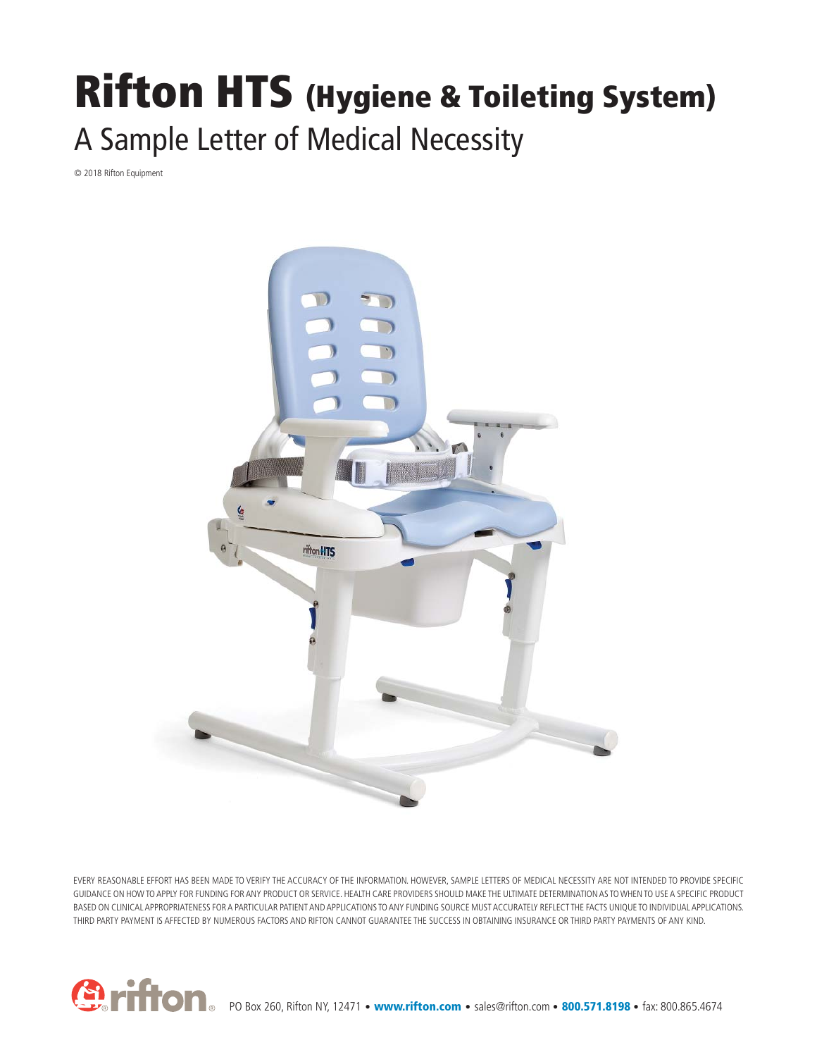# Rifton HTS (Hygiene & Toileting System)

## A Sample Letter of Medical Necessity

© 2018 Rifton Equipment

EVERY REASONABLE EFFORT HAS BEEN MADE TO VERIFY THE ACCURACY OF THE INFORMATION. HOWEVER, SAMPLE LETTERS OF MEDICAL NECESSITY ARE NOT INTENDED TO PROVIDE SPECIFIC GUIDANCE ON HOW TO APPLY FOR FUNDING FOR ANY PRODUCT OR SERVICE. HEALTH CARE PROVIDERS SHOULD MAKE THE ULTIMATE DETERMINATION AS TO WHEN TO USE A SPECIFIC PRODUCT BASED ON CLINICAL APPROPRIATENESS FOR A PARTICULAR PATIENT AND APPLICATIONS TO ANY FUNDING SOURCE MUST ACCURATELY REFLECT THE FACTS UNIQUE TO INDIVIDUAL APPLICATIONS. THIRD PARTY PAYMENT IS AFFECTED BY NUMEROUS FACTORS AND RIFTON CANNOT GUARANTEE THE SUCCESS IN OBTAINING INSURANCE OR THIRD PARTY PAYMENTS OF ANY KIND.

rifton® PO Box 260, Rifton NY, 12471 • **www.rifton.com** • sales@rifton.com • **800.571.8198** • fax: 800.865.4674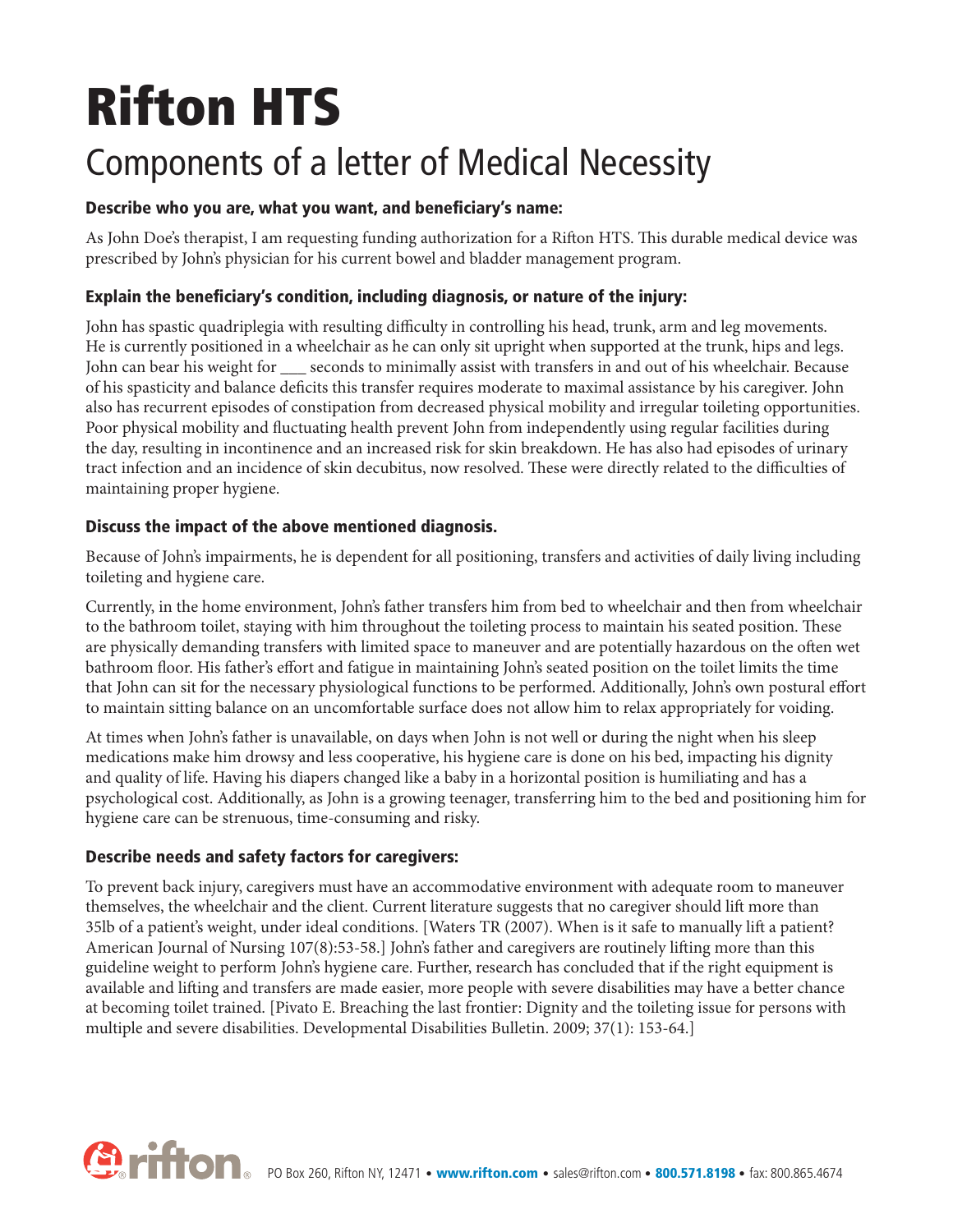# Rifton HTS

## Components of a letter of Medical Necessity

### Describe who you are, what you want, and beneficiary's name:

As John Doe's therapist, I am requesting funding authorization for a Rifton HTS. This durable medical device was prescribed by John's physician for his current bowel and bladder management program.

### Explain the beneficiary's condition, including diagnosis, or nature of the injury:

John has spastic quadriplegia with resulting difficulty in controlling his head, trunk, arm and leg movements. He is currently positioned in a wheelchair as he can only sit upright when supported at the trunk, hips and legs. John can bear his weight for ___ seconds to minimally assist with transfers in and out of his wheelchair. Because of his spasticity and balance deficits this transfer requires moderate to maximal assistance by his caregiver. John also has recurrent episodes of constipation from decreased physical mobility and irregular toileting opportunities. Poor physical mobility and fluctuating health prevent John from independently using regular facilities during the day, resulting in incontinence and an increased risk for skin breakdown. He has also had episodes of urinary tract infection and an incidence of skin decubitus, now resolved. These were directly related to the difficulties of maintaining proper hygiene.

### Discuss the impact of the above mentioned diagnosis.

Because of John's impairments, he is dependent for all positioning, transfers and activities of daily living including toileting and hygiene care.

Currently, in the home environment, John's father transfers him from bed to wheelchair and then from wheelchair to the bathroom toilet, staying with him throughout the toileting process to maintain his seated position. These are physically demanding transfers with limited space to maneuver and are potentially hazardous on the often wet bathroom floor. His father's effort and fatigue in maintaining John's seated position on the toilet limits the time that John can sit for the necessary physiological functions to be performed. Additionally, John's own postural effort to maintain sitting balance on an uncomfortable surface does not allow him to relax appropriately for voiding.

At times when John's father is unavailable, on days when John is not well or during the night when his sleep medications make him drowsy and less cooperative, his hygiene care is done on his bed, impacting his dignity and quality of life. Having his diapers changed like a baby in a horizontal position is humiliating and has a psychological cost. Additionally, as John is a growing teenager, transferring him to the bed and positioning him for hygiene care can be strenuous, time-consuming and risky.

### Describe needs and safety factors for caregivers:

To prevent back injury, caregivers must have an accommodative environment with adequate room to maneuver themselves, the wheelchair and the client. Current literature suggests that no caregiver should lift more than 35lb of a patient's weight, under ideal conditions. [Waters TR (2007). When is it safe to manually lift a patient? American Journal of Nursing 107(8):53-58.] John's father and caregivers are routinely lifting more than this guideline weight to perform John's hygiene care. Further, research has concluded that if the right equipment is available and lifting and transfers are made easier, more people with severe disabilities may have a better chance at becoming toilet trained. [Pivato E. Breaching the last frontier: Dignity and the toileting issue for persons with multiple and severe disabilities. Developmental Disabilities Bulletin. 2009; 37(1): 153-64.]

PO Box 260, Rifton NY, 12471 • **www.rifton.com** • sales@rifton.com • **800.571.8198** • fax: 800.865.4674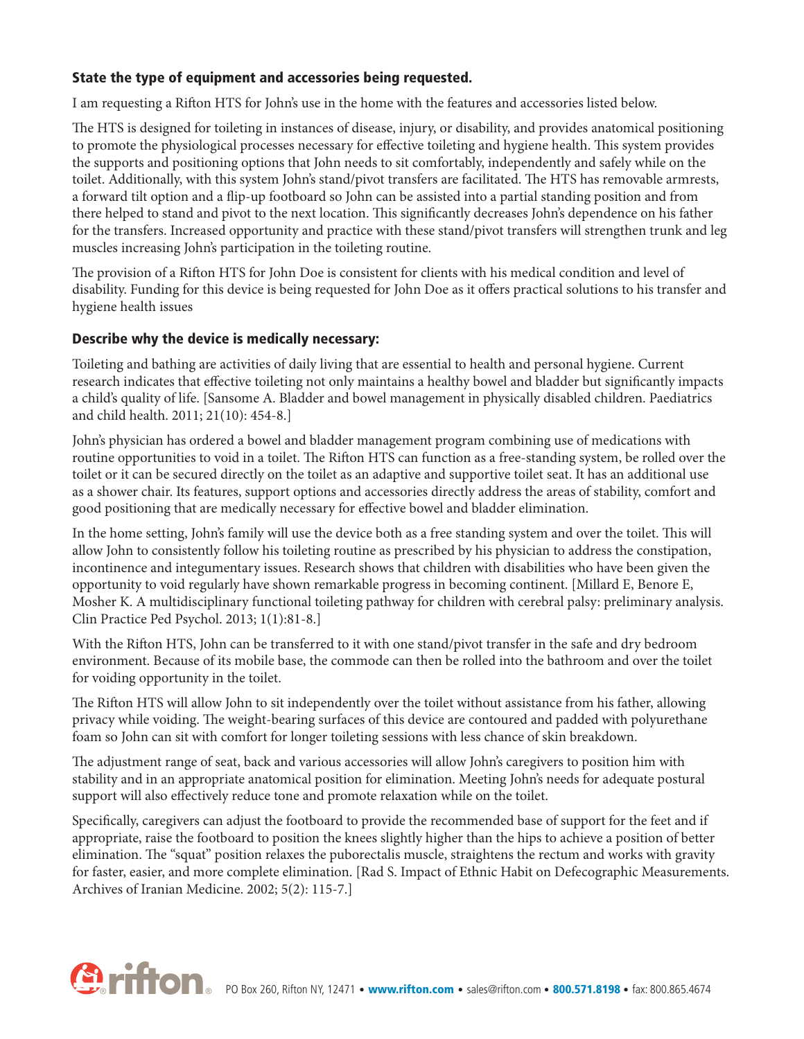### State the type of equipment and accessories being requested.

I am requesting a Rifton HTS for John's use in the home with the features and accessories listed below.

The HTS is designed for toileting in instances of disease, injury, or disability, and provides anatomical positioning to promote the physiological processes necessary for effective toileting and hygiene health. This system provides the supports and positioning options that John needs to sit comfortably, independently and safely while on the toilet. Additionally, with this system John's stand/pivot transfers are facilitated. The HTS has removable armrests, a forward tilt option and a flip-up footboard so John can be assisted into a partial standing position and from there helped to stand and pivot to the next location. This significantly decreases John's dependence on his father for the transfers. Increased opportunity and practice with these stand/pivot transfers will strengthen trunk and leg muscles increasing John's participation in the toileting routine.

The provision of a Rifton HTS for John Doe is consistent for clients with his medical condition and level of disability. Funding for this device is being requested for John Doe as it offers practical solutions to his transfer and hygiene health issues

### Describe why the device is medically necessary:

Toileting and bathing are activities of daily living that are essential to health and personal hygiene. Current research indicates that effective toileting not only maintains a healthy bowel and bladder but significantly impacts a child's quality of life. [Sansome A. Bladder and bowel management in physically disabled children. Paediatrics and child health. 2011; 21(10): 454-8.]

John's physician has ordered a bowel and bladder management program combining use of medications with routine opportunities to void in a toilet. The Rifton HTS can function as a free-standing system, be rolled over the toilet or it can be secured directly on the toilet as an adaptive and supportive toilet seat. It has an additional use as a shower chair. Its features, support options and accessories directly address the areas of stability, comfort and good positioning that are medically necessary for effective bowel and bladder elimination.

In the home setting, John's family will use the device both as a free standing system and over the toilet. This will allow John to consistently follow his toileting routine as prescribed by his physician to address the constipation, incontinence and integumentary issues. Research shows that children with disabilities who have been given the opportunity to void regularly have shown remarkable progress in becoming continent. [Millard E, Benore E, Mosher K. A multidisciplinary functional toileting pathway for children with cerebral palsy: preliminary analysis. Clin Practice Ped Psychol. 2013; 1(1):81-8.]

With the Rifton HTS, John can be transferred to it with one stand/pivot transfer in the safe and dry bedroom environment. Because of its mobile base, the commode can then be rolled into the bathroom and over the toilet for voiding opportunity in the toilet.

The Rifton HTS will allow John to sit independently over the toilet without assistance from his father, allowing privacy while voiding. The weight-bearing surfaces of this device are contoured and padded with polyurethane foam so John can sit with comfort for longer toileting sessions with less chance of skin breakdown.

The adjustment range of seat, back and various accessories will allow John's caregivers to position him with stability and in an appropriate anatomical position for elimination. Meeting John's needs for adequate postural support will also effectively reduce tone and promote relaxation while on the toilet.

Specifically, caregivers can adjust the footboard to provide the recommended base of support for the feet and if appropriate, raise the footboard to position the knees slightly higher than the hips to achieve a position of better elimination. The "squat" position relaxes the puborectalis muscle, straightens the rectum and works with gravity for faster, easier, and more complete elimination. [Rad S. Impact of Ethnic Habit on Defecographic Measurements. Archives of Iranian Medicine. 2002; 5(2): 115-7.]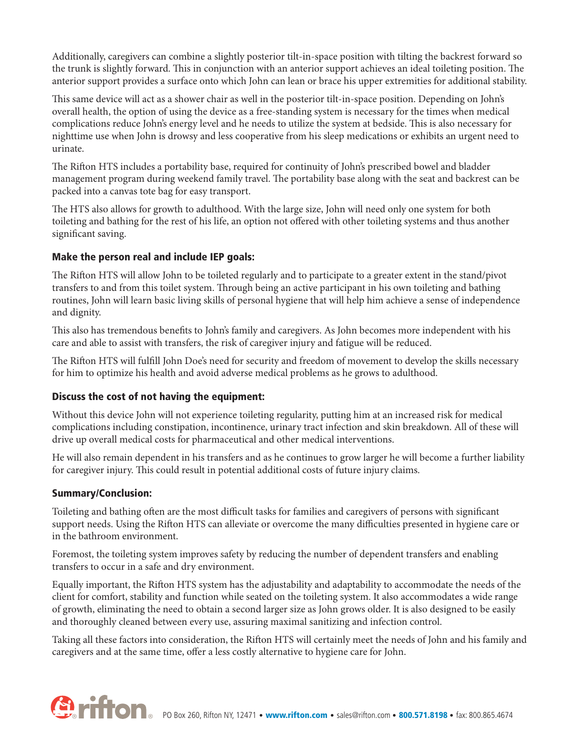Additionally, caregivers can combine a slightly posterior tilt-in-space position with tilting the backrest forward so the trunk is slightly forward. This in conjunction with an anterior support achieves an ideal toileting position. The anterior support provides a surface onto which John can lean or brace his upper extremities for additional stability.

This same device will act as a shower chair as well in the posterior tilt-in-space position. Depending on John's overall health, the option of using the device as a free-standing system is necessary for the times when medical complications reduce John's energy level and he needs to utilize the system at bedside. This is also necessary for nighttime use when John is drowsy and less cooperative from his sleep medications or exhibits an urgent need to urinate.

The Rifton HTS includes a portability base, required for continuity of John's prescribed bowel and bladder management program during weekend family travel. The portability base along with the seat and backrest can be packed into a canvas tote bag for easy transport.

The HTS also allows for growth to adulthood. With the large size, John will need only one system for both toileting and bathing for the rest of his life, an option not offered with other toileting systems and thus another significant saving.

### Make the person real and include IEP goals:

The Rifton HTS will allow John to be toileted regularly and to participate to a greater extent in the stand/pivot transfers to and from this toilet system. Through being an active participant in his own toileting and bathing routines, John will learn basic living skills of personal hygiene that will help him achieve a sense of independence and dignity.

This also has tremendous benefits to John's family and caregivers. As John becomes more independent with his care and able to assist with transfers, the risk of caregiver injury and fatigue will be reduced.

The Rifton HTS will fulfill John Doe's need for security and freedom of movement to develop the skills necessary for him to optimize his health and avoid adverse medical problems as he grows to adulthood.

### Discuss the cost of not having the equipment:

Without this device John will not experience toileting regularity, putting him at an increased risk for medical complications including constipation, incontinence, urinary tract infection and skin breakdown. All of these will drive up overall medical costs for pharmaceutical and other medical interventions.

He will also remain dependent in his transfers and as he continues to grow larger he will become a further liability for caregiver injury. This could result in potential additional costs of future injury claims.

### Summary/Conclusion:

Toileting and bathing often are the most difficult tasks for families and caregivers of persons with significant support needs. Using the Rifton HTS can alleviate or overcome the many difficulties presented in hygiene care or in the bathroom environment.

Foremost, the toileting system improves safety by reducing the number of dependent transfers and enabling transfers to occur in a safe and dry environment.

Equally important, the Rifton HTS system has the adjustability and adaptability to accommodate the needs of the client for comfort, stability and function while seated on the toileting system. It also accommodates a wide range of growth, eliminating the need to obtain a second larger size as John grows older. It is also designed to be easily and thoroughly cleaned between every use, assuring maximal sanitizing and infection control.

Taking all these factors into consideration, the Rifton HTS will certainly meet the needs of John and his family and caregivers and at the same time, offer a less costly alternative to hygiene care for John.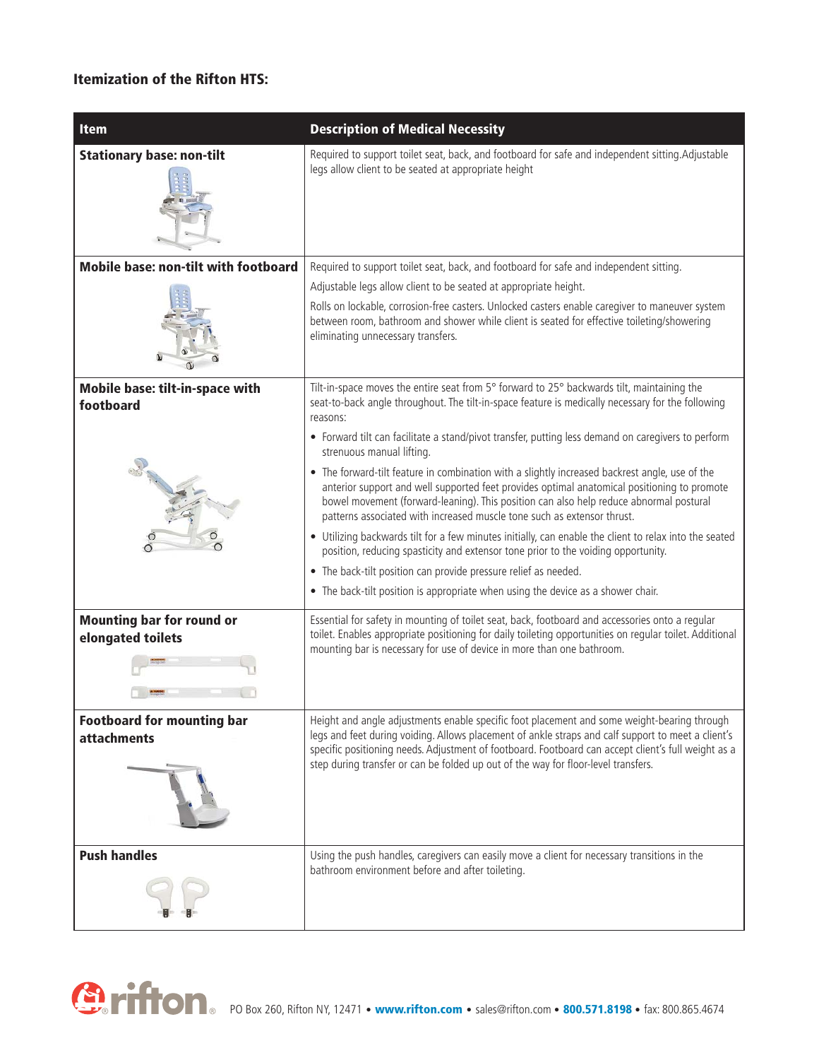**Itemization of the Rifton HTS:**

| Item | Description of Medical Necessity |
| --- | --- |
| **Stationary base: non-tilt** | Required to support toilet seat, back, and footboard for safe and independent sitting.Adjustable legs allow client to be seated at appropriate height |
| **Mobile base: non-tilt with footboard** | Required to support toilet seat, back, and footboard for safe and independent sitting.<br>Adjustable legs allow client to be seated at appropriate height.<br>Rolls on lockable, corrosion-free casters. Unlocked casters enable caregiver to maneuver system between room, bathroom and shower while client is seated for effective toileting/showering eliminating unnecessary transfers. |
| **Mobile base: tilt-in-space with footboard** | Tilt-in-space moves the entire seat from 5° forward to 25° backwards tilt, maintaining the seat-to-back angle throughout. The tilt-in-space feature is medically necessary for the following reasons:<br>• Forward tilt can facilitate a stand/pivot transfer, putting less demand on caregivers to perform strenuous manual lifting.<br>• The forward-tilt feature in combination with a slightly increased backrest angle, use of the anterior support and well supported feet provides optimal anatomical positioning to promote bowel movement (forward-leaning). This position can also help reduce abnormal postural patterns associated with increased muscle tone such as extensor thrust.<br>• Utilizing backwards tilt for a few minutes initially, can enable the client to relax into the seated position, reducing spasticity and extensor tone prior to the voiding opportunity.<br>• The back-tilt position can provide pressure relief as needed.<br>• The back-tilt position is appropriate when using the device as a shower chair. |
| **Mounting bar for round or elongated toilets** | Essential for safety in mounting of toilet seat, back, footboard and accessories onto a regular toilet. Enables appropriate positioning for daily toileting opportunities on regular toilet. Additional mounting bar is necessary for use of device in more than one bathroom. |
| **Footboard for mounting bar attachments** | Height and angle adjustments enable specific foot placement and some weight-bearing through legs and feet during voiding. Allows placement of ankle straps and calf support to meet a client's specific positioning needs. Adjustment of footboard. Footboard can accept client's full weight as a step during transfer or can be folded up out of the way for floor-level transfers. |
| **Push handles** | Using the push handles, caregivers can easily move a client for necessary transitions in the bathroom environment before and after toileting. |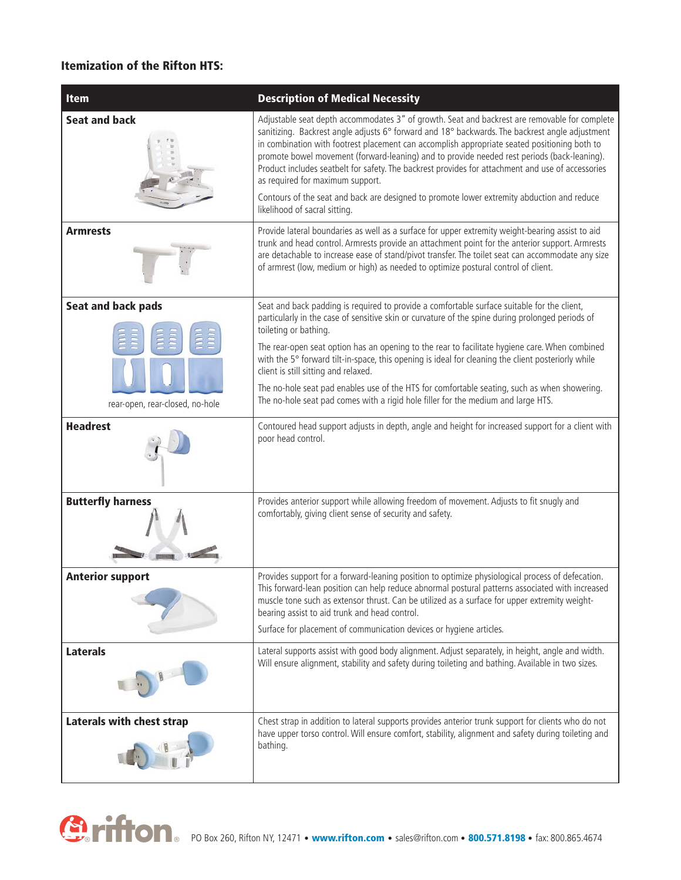### Itemization of the Rifton HTS:

| Item | Description of Medical Necessity |
|---|---|
| **Seat and back** | Adjustable seat depth accommodates 3" of growth. Seat and backrest are removable for complete sanitizing. Backrest angle adjusts 6° forward and 18° backwards. The backrest angle adjustment in combination with footrest placement can accomplish appropriate seated positioning both to promote bowel movement (forward-leaning) and to provide needed rest periods (back-leaning). Product includes seatbelt for safety. The backrest provides for attachment and use of accessories as required for maximum support. <br><br> Contours of the seat and back are designed to promote lower extremity abduction and reduce likelihood of sacral sitting. |
| **Armrests** | Provide lateral boundaries as well as a surface for upper extremity weight-bearing assist to aid trunk and head control. Armrests provide an attachment point for the anterior support. Armrests are detachable to increase ease of stand/pivot transfer. The toilet seat can accommodate any size of armrest (low, medium or high) as needed to optimize postural control of client. |
| **Seat and back pads** <br><br> rear-open, rear-closed, no-hole | Seat and back padding is required to provide a comfortable surface suitable for the client, particularly in the case of sensitive skin or curvature of the spine during prolonged periods of toileting or bathing. <br><br> The rear-open seat option has an opening to the rear to facilitate hygiene care. When combined with the 5° forward tilt-in-space, this opening is ideal for cleaning the client posteriorly while client is still sitting and relaxed. <br><br> The no-hole seat pad enables use of the HTS for comfortable seating, such as when showering. The no-hole seat pad comes with a rigid hole filler for the medium and large HTS. |
| **Headrest** | Contoured head support adjusts in depth, angle and height for increased support for a client with poor head control. |
| **Butterfly harness** | Provides anterior support while allowing freedom of movement. Adjusts to fit snugly and comfortably, giving client sense of security and safety. |
| **Anterior support** | Provides support for a forward-leaning position to optimize physiological process of defecation. This forward-lean position can help reduce abnormal postural patterns associated with increased muscle tone such as extensor thrust. Can be utilized as a surface for upper extremity weight-bearing assist to aid trunk and head control. <br><br> Surface for placement of communication devices or hygiene articles. |
| **Laterals** | Lateral supports assist with good body alignment. Adjust separately, in height, angle and width. Will ensure alignment, stability and safety during toileting and bathing. Available in two sizes. |
| **Laterals with chest strap** | Chest strap in addition to lateral supports provides anterior trunk support for clients who do not have upper torso control. Will ensure comfort, stability, alignment and safety during toileting and bathing. |

rifton® PO Box 260, Rifton NY, 12471 • **www.rifton.com** • sales@rifton.com • **800.571.8198** • fax: 800.865.4674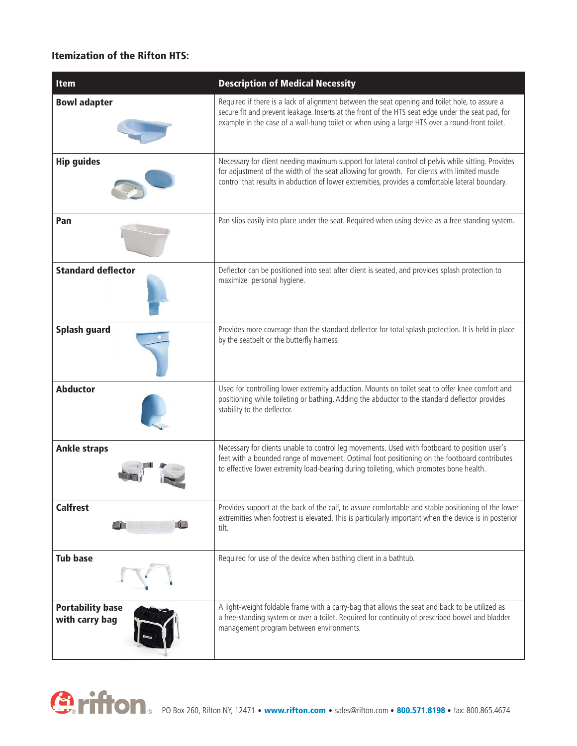### Itemization of the Rifton HTS:

| Item | Description of Medical Necessity |
|---|---|
| **Bowl adapter** | Required if there is a lack of alignment between the seat opening and toilet hole, to assure a secure fit and prevent leakage. Inserts at the front of the HTS seat edge under the seat pad, for example in the case of a wall-hung toilet or when using a large HTS over a round-front toilet. |
| **Hip guides** | Necessary for client needing maximum support for lateral control of pelvis while sitting. Provides for adjustment of the width of the seat allowing for growth. For clients with limited muscle control that results in abduction of lower extremities, provides a comfortable lateral boundary. |
| **Pan** | Pan slips easily into place under the seat. Required when using device as a free standing system. |
| **Standard deflector** | Deflector can be positioned into seat after client is seated, and provides splash protection to maximize personal hygiene. |
| **Splash guard** | Provides more coverage than the standard deflector for total splash protection. It is held in place by the seatbelt or the butterfly harness. |
| **Abductor** | Used for controlling lower extremity adduction. Mounts on toilet seat to offer knee comfort and positioning while toileting or bathing. Adding the abductor to the standard deflector provides stability to the deflector. |
| **Ankle straps** | Necessary for clients unable to control leg movements. Used with footboard to position user's feet with a bounded range of movement. Optimal foot positioning on the footboard contributes to effective lower extremity load-bearing during toileting, which promotes bone health. |
| **Calfrest** | Provides support at the back of the calf, to assure comfortable and stable positioning of the lower extremities when footrest is elevated. This is particularly important when the device is in posterior tilt. |
| **Tub base** | Required for use of the device when bathing client in a bathtub. |
| **Portability base with carry bag** | A light-weight foldable frame with a carry-bag that allows the seat and back to be utilized as a free-standing system or over a toilet. Required for continuity of prescribed bowel and bladder management program between environments. |

rifton PO Box 260, Rifton NY, 12471 • www.rifton.com • sales@rifton.com • 800.571.8198 • fax: 800.865.4674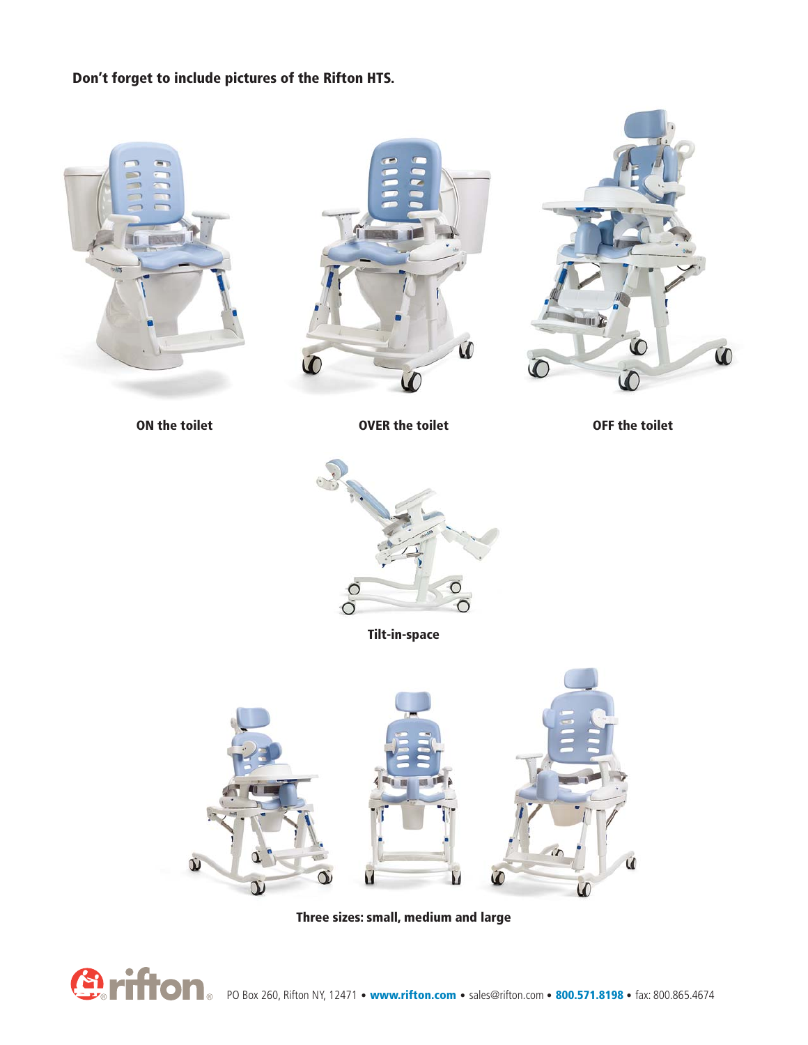**Don't forget to include pictures of the Rifton HTS.**

**ON the toilet**

**OVER the toilet**

**OFF the toilet**

**Tilt-in-space**

**Three sizes: small, medium and large**

rifton PO Box 260, Rifton NY, 12471 • **www.rifton.com** • sales@rifton.com • **800.571.8198** • fax: 800.865.4674